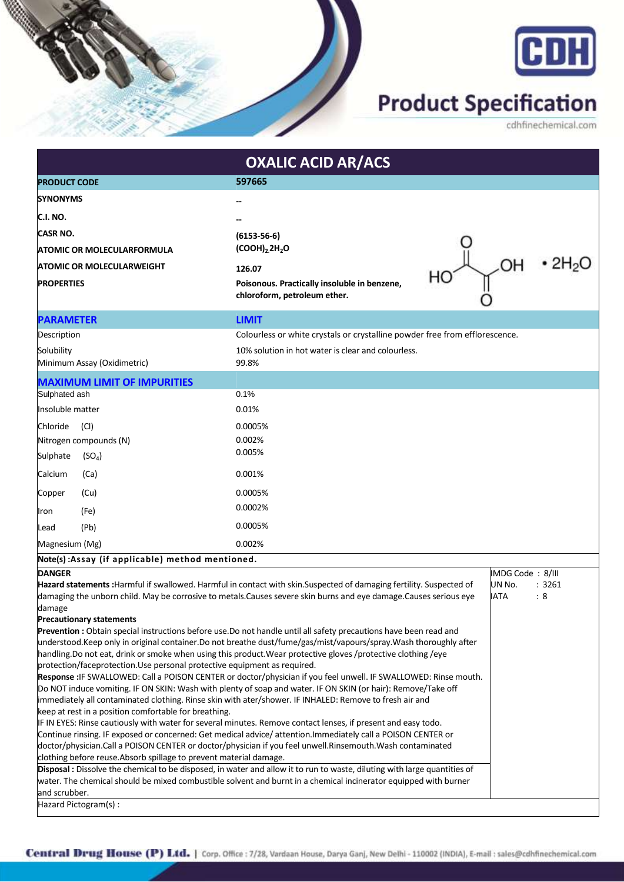# Product Specification

cdhfinechemical.com

## OXALIC ACID AR/ACS

| | |
|---|---|
| **PRODUCT CODE** | **597665** |
| **SYNONYMS** | **--** |
| **C.I. NO.** | **--** |
| **CASR NO.** | **(6153-56-6)** |
| **ATOMIC OR MOLECULARFORMULA** | **$(COOH)_2 2H_2O$** |
| **ATOMIC OR MOLECULARWEIGHT** | **126.07** |
| **PROPERTIES** | **Poisonous. Practically insoluble in benzene, chloroform, petroleum ether.** |

| **PARAMETER** | **LIMIT** |
|---|---|
| Description | Colourless or white crystals or crystalline powder free from efflorescence. |
| Solubility | 10% solution in hot water is clear and colourless. |
| Minimum Assay (Oximetric) | 99.8% |

| **MAXIMUM LIMIT OF IMPURITIES** | |
|---|---|
| Sulphated ash | 0.1% |
| Insoluble matter | 0.01% |
| Chloride (Cl) | 0.0005% |
| Nitrogen compounds (N) | 0.002% |
| Sulphate ($SO_4$) | 0.005% |
| Calcium (Ca) | 0.001% |
| Copper (Cu) | 0.0005% |
| Iron (Fe) | 0.0002% |
| Lead (Pb) | 0.0005% |
| Magnesium (Mg) | 0.002% |

**Note(s) :Assay (if applicable) method mentioned.**

**DANGER**

**Hazard statements :**Harmful if swallowed. Harmful in contact with skin.Suspected of damaging fertility. Suspected of damaging the unborn child. May be corrosive to metals.Causes severe skin burns and eye damage.Causes serious eye damage

**Precautionary statements**

**Prevention :** Obtain special instructions before use.Do not handle until all safety precautions have been read and understood.Keep only in original container.Do not breathe dust/fume/gas/mist/vapours/spray.Wash thoroughly after handling.Do not eat, drink or smoke when using this product.Wear protective gloves /protective clothing /eye protection/faceprotection.Use personal protective equipment as required.

**Response :**IF SWALLOWED: Call a POISON CENTER or doctor/physician if you feel unwell. IF SWALLOWED: Rinse mouth. Do NOT induce vomiting. IF ON SKIN: Wash with plenty of soap and water. IF ON SKIN (or hair): Remove/Take off immediately all contaminated clothing. Rinse skin with ater/shower. IF INHALED: Remove to fresh air and keep at rest in a position comfortable for breathing.

IF IN EYES: Rinse cautiously with water for several minutes. Remove contact lenses, if present and easy todo. Continue rinsing. IF exposed or concerned: Get medical advice/ attention.Immediately call a POISON CENTER or doctor/physician.Call a POISON CENTER or doctor/physician if you feel unwell.Rinsemouth.Wash contaminated clothing before reuse.Absorb spillage to prevent material damage.

**Disposal :** Dissolve the chemical to be disposed, in water and allow it to run to waste, diluting with large quantities of water. The chemical should be mixed combustible solvent and burnt in a chemical incinerator equipped with burner and scrubber.

IMDG Code : 8/III
UN No. : 3261
IATA : 8

Hazard Pictogram(s) :

**Central Drug House (P) Ltd.** | Corp. Office : 7/28, Vardaan House, Darya Ganj, New Delhi - 110002 (INDIA), E-mail : sales@cdhfinechemical.com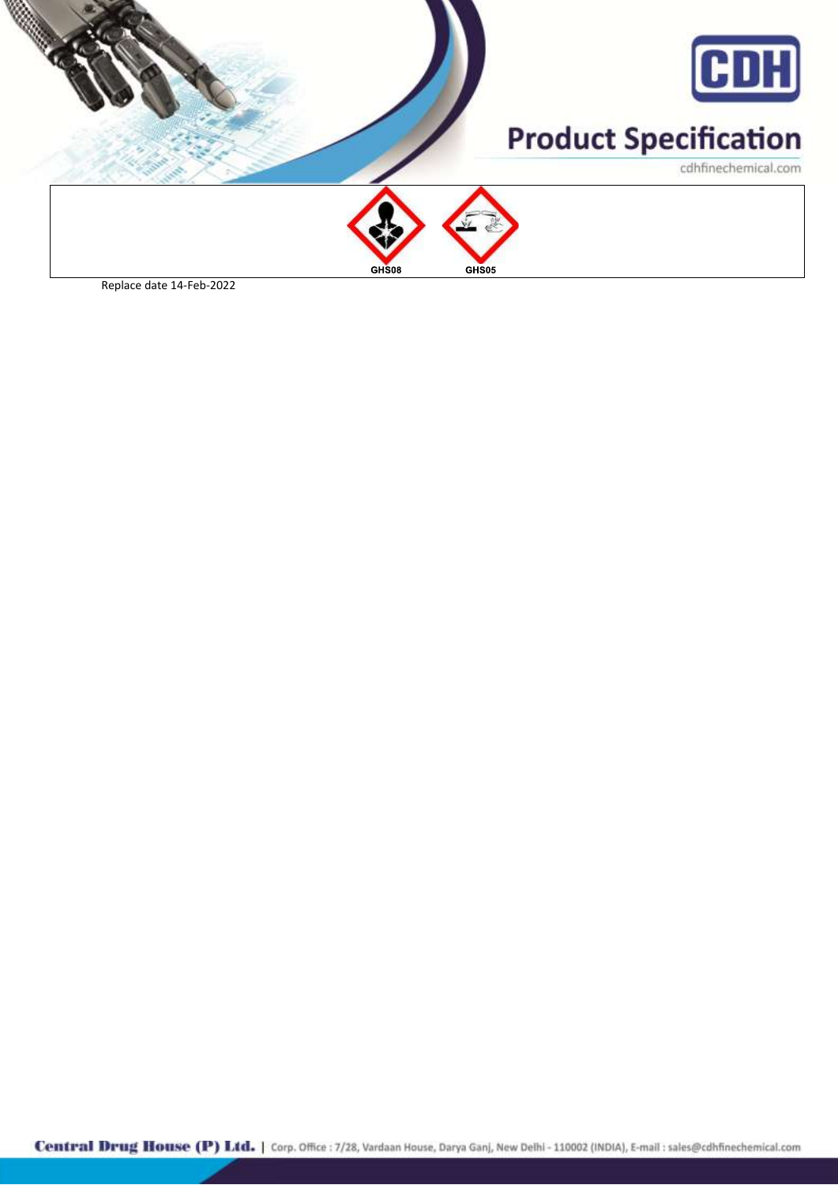GHS08 GHS05

Replace date 14-Feb-2022